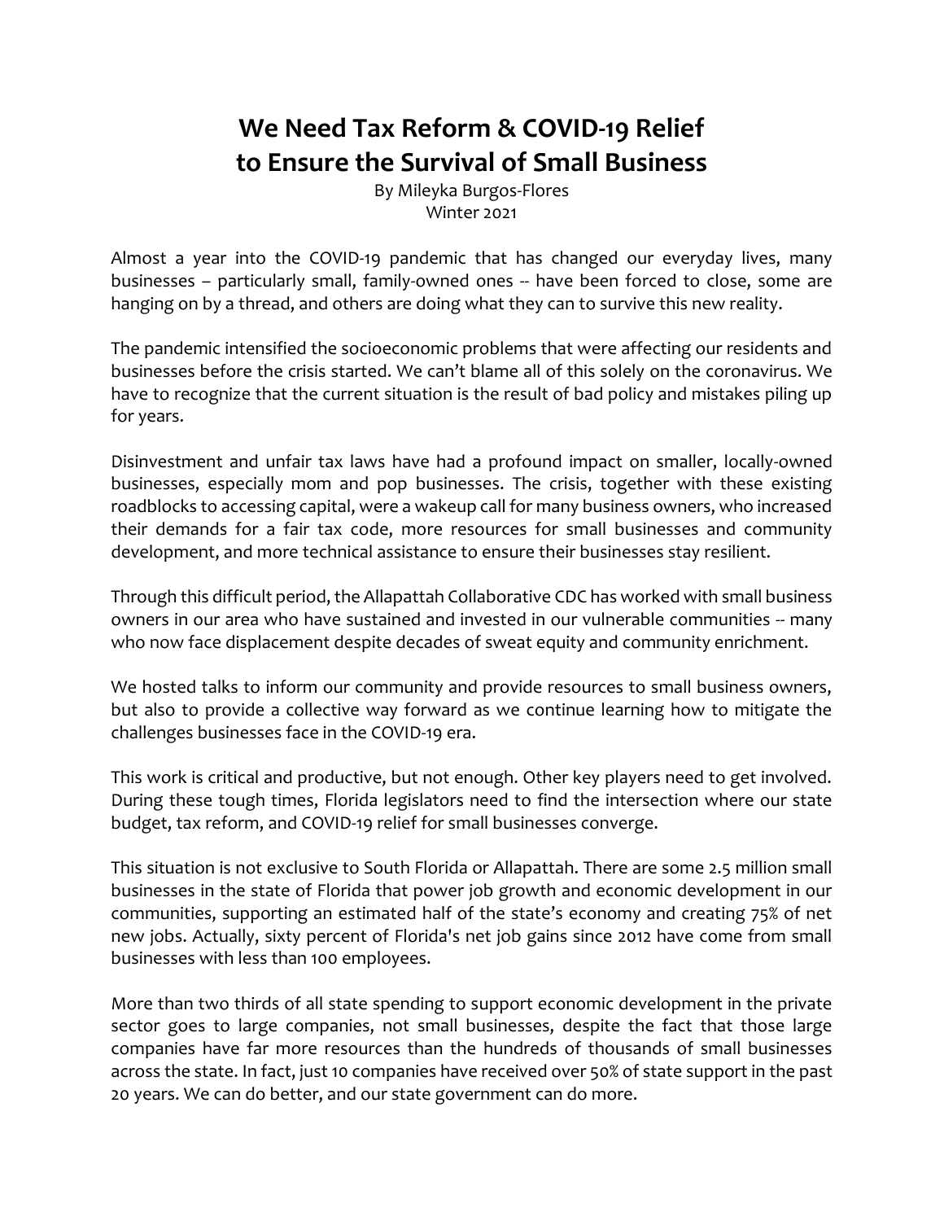# We Need Tax Reform & COVID-19 Relief to Ensure the Survival of Small Business

By Mileyka Burgos-Flores
Winter 2021

Almost a year into the COVID-19 pandemic that has changed our everyday lives, many businesses – particularly small, family-owned ones -- have been forced to close, some are hanging on by a thread, and others are doing what they can to survive this new reality.

The pandemic intensified the socioeconomic problems that were affecting our residents and businesses before the crisis started. We can't blame all of this solely on the coronavirus. We have to recognize that the current situation is the result of bad policy and mistakes piling up for years.

Disinvestment and unfair tax laws have had a profound impact on smaller, locally-owned businesses, especially mom and pop businesses. The crisis, together with these existing roadblocks to accessing capital, were a wakeup call for many business owners, who increased their demands for a fair tax code, more resources for small businesses and community development, and more technical assistance to ensure their businesses stay resilient.

Through this difficult period, the Allapattah Collaborative CDC has worked with small business owners in our area who have sustained and invested in our vulnerable communities -- many who now face displacement despite decades of sweat equity and community enrichment.

We hosted talks to inform our community and provide resources to small business owners, but also to provide a collective way forward as we continue learning how to mitigate the challenges businesses face in the COVID-19 era.

This work is critical and productive, but not enough. Other key players need to get involved. During these tough times, Florida legislators need to find the intersection where our state budget, tax reform, and COVID-19 relief for small businesses converge.

This situation is not exclusive to South Florida or Allapattah. There are some 2.5 million small businesses in the state of Florida that power job growth and economic development in our communities, supporting an estimated half of the state's economy and creating 75% of net new jobs. Actually, sixty percent of Florida's net job gains since 2012 have come from small businesses with less than 100 employees.

More than two thirds of all state spending to support economic development in the private sector goes to large companies, not small businesses, despite the fact that those large companies have far more resources than the hundreds of thousands of small businesses across the state. In fact, just 10 companies have received over 50% of state support in the past 20 years. We can do better, and our state government can do more.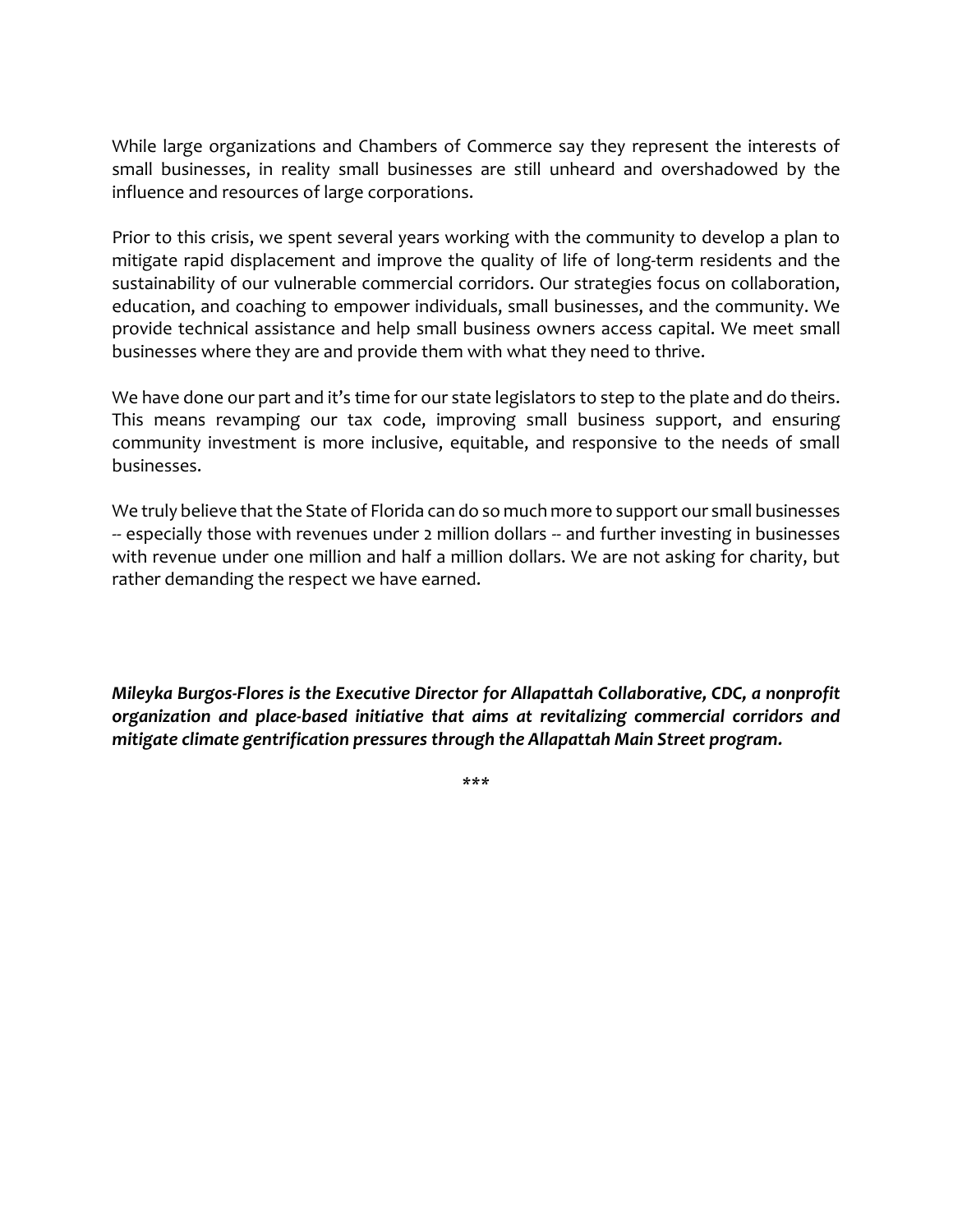While large organizations and Chambers of Commerce say they represent the interests of small businesses, in reality small businesses are still unheard and overshadowed by the influence and resources of large corporations.

Prior to this crisis, we spent several years working with the community to develop a plan to mitigate rapid displacement and improve the quality of life of long-term residents and the sustainability of our vulnerable commercial corridors. Our strategies focus on collaboration, education, and coaching to empower individuals, small businesses, and the community. We provide technical assistance and help small business owners access capital. We meet small businesses where they are and provide them with what they need to thrive.

We have done our part and it's time for our state legislators to step to the plate and do theirs. This means revamping our tax code, improving small business support, and ensuring community investment is more inclusive, equitable, and responsive to the needs of small businesses.

We truly believe that the State of Florida can do so much more to support our small businesses -- especially those with revenues under 2 million dollars -- and further investing in businesses with revenue under one million and half a million dollars. We are not asking for charity, but rather demanding the respect we have earned.

***Mileyka Burgos-Flores is the Executive Director for Allapattah Collaborative, CDC, a nonprofit organization and place-based initiative that aims at revitalizing commercial corridors and mitigate climate gentrification pressures through the Allapattah Main Street program.***

***